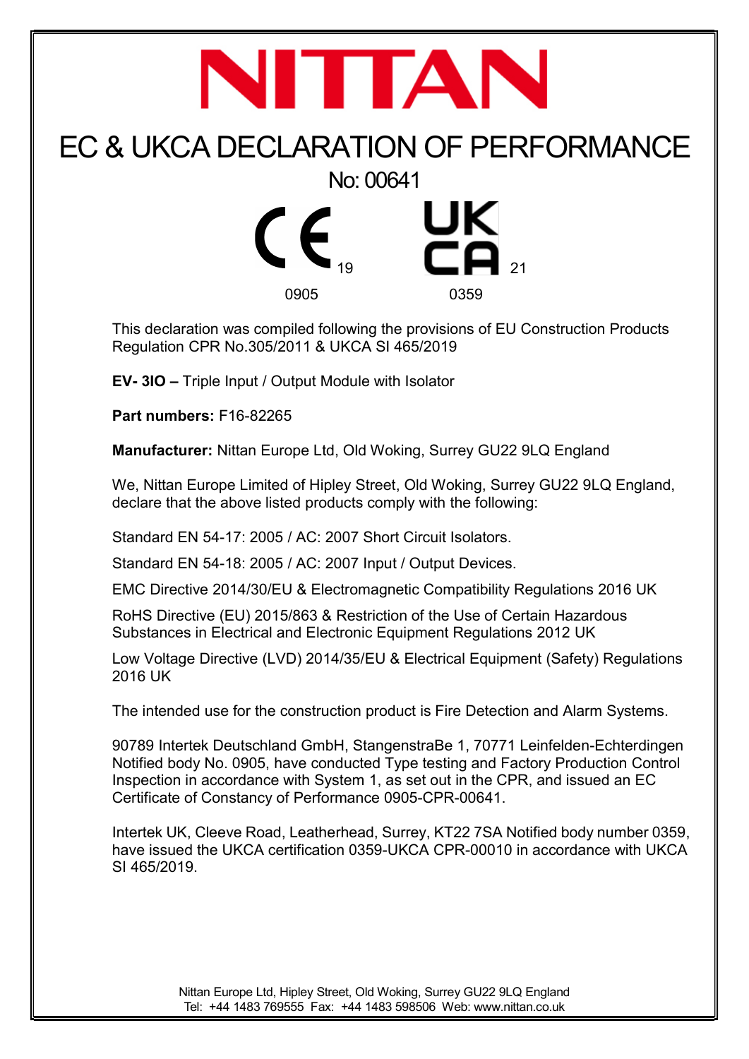# NITTAN

# EC & UKCA DECLARATION OF PERFORMANCE

No: 00641

CE 19　　UK CA 21

0905　　0359

This declaration was compiled following the provisions of EU Construction Products Regulation CPR No.305/2011 & UKCA SI 465/2019

**EV- 3IO –** Triple Input / Output Module with Isolator

**Part numbers:** F16-82265

**Manufacturer:** Nittan Europe Ltd, Old Woking, Surrey GU22 9LQ England

We, Nittan Europe Limited of Hipley Street, Old Woking, Surrey GU22 9LQ England, declare that the above listed products comply with the following:

Standard EN 54-17: 2005 / AC: 2007 Short Circuit Isolators.

Standard EN 54-18: 2005 / AC: 2007 Input / Output Devices.

EMC Directive 2014/30/EU & Electromagnetic Compatibility Regulations 2016 UK

RoHS Directive (EU) 2015/863 & Restriction of the Use of Certain Hazardous Substances in Electrical and Electronic Equipment Regulations 2012 UK

Low Voltage Directive (LVD) 2014/35/EU & Electrical Equipment (Safety) Regulations 2016 UK

The intended use for the construction product is Fire Detection and Alarm Systems.

90789 Intertek Deutschland GmbH, StangenstraBe 1, 70771 Leinfelden-Echterdingen Notified body No. 0905, have conducted Type testing and Factory Production Control Inspection in accordance with System 1, as set out in the CPR, and issued an EC Certificate of Constancy of Performance 0905-CPR-00641.

Intertek UK, Cleeve Road, Leatherhead, Surrey, KT22 7SA Notified body number 0359, have issued the UKCA certification 0359-UKCA CPR-00010 in accordance with UKCA SI 465/2019.

Nittan Europe Ltd, Hipley Street, Old Woking, Surrey GU22 9LQ England
Tel: +44 1483 769555 Fax: +44 1483 598506 Web: www.nittan.co.uk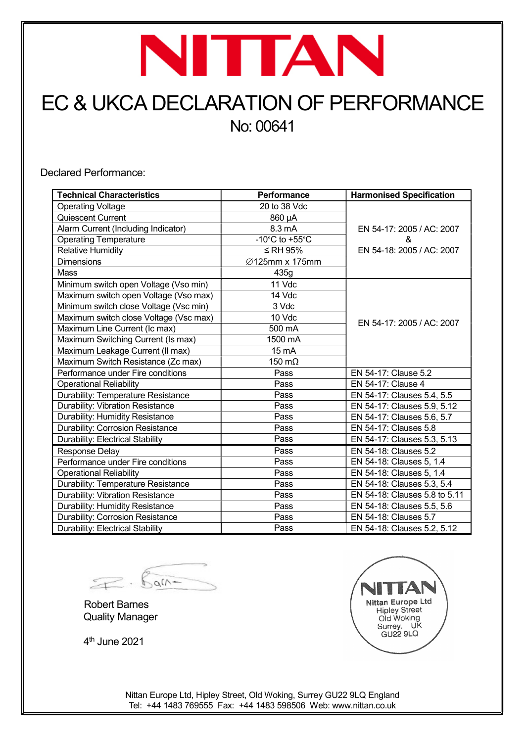# NITTAN

# EC & UKCA DECLARATION OF PERFORMANCE

No: 00641

Declared Performance:

| Technical Characteristics | Performance | Harmonised Specification |
|---|---|---|
| Operating Voltage | 20 to 38 Vdc | EN 54-17: 2005 / AC: 2007 & EN 54-18: 2005 / AC: 2007 |
| Quiescent Current | 860 µA | |
| Alarm Current (Including Indicator) | 8.3 mA | |
| Operating Temperature | -10°C to +55°C | |
| Relative Humidity | ≤ RH 95% | |
| Dimensions | ∅125mm x 175mm | |
| Mass | 435g | |
| Minimum switch open Voltage (Vso min) | 11 Vdc | EN 54-17: 2005 / AC: 2007 |
| Maximum switch open Voltage (Vso max) | 14 Vdc | |
| Minimum switch close Voltage (Vsc min) | 3 Vdc | |
| Maximum switch close Voltage (Vsc max) | 10 Vdc | |
| Maximum Line Current (Ic max) | 500 mA | |
| Maximum Switching Current (Is max) | 1500 mA | |
| Maximum Leakage Current (Il max) | 15 mA | |
| Maximum Switch Resistance (Zc max) | 150 mΩ | |
| Performance under Fire conditions | Pass | EN 54-17: Clause 5.2 |
| Operational Reliability | Pass | EN 54-17: Clause 4 |
| Durability: Temperature Resistance | Pass | EN 54-17: Clauses 5.4, 5.5 |
| Durability: Vibration Resistance | Pass | EN 54-17: Clauses 5.9, 5.12 |
| Durability: Humidity Resistance | Pass | EN 54-17: Clauses 5.6, 5.7 |
| Durability: Corrosion Resistance | Pass | EN 54-17: Clauses 5.8 |
| Durability: Electrical Stability | Pass | EN 54-17: Clauses 5.3, 5.13 |
| Response Delay | Pass | EN 54-18: Clauses 5.2 |
| Performance under Fire conditions | Pass | EN 54-18: Clauses 5, 1.4 |
| Operational Reliability | Pass | EN 54-18: Clauses 5, 1.4 |
| Durability: Temperature Resistance | Pass | EN 54-18: Clauses 5.3, 5.4 |
| Durability: Vibration Resistance | Pass | EN 54-18: Clauses 5.8 to 5.11 |
| Durability: Humidity Resistance | Pass | EN 54-18: Clauses 5.5, 5.6 |
| Durability: Corrosion Resistance | Pass | EN 54-18: Clauses 5.7 |
| Durability: Electrical Stability | Pass | EN 54-18: Clauses 5.2, 5.12 |

Robert Barnes
Quality Manager

4th June 2021

NITTAN
Nittan Europe Ltd
Hipley Street
Old Woking
Surrey. UK
GU22 9LQ

Nittan Europe Ltd, Hipley Street, Old Woking, Surrey GU22 9LQ England
Tel: +44 1483 769555 Fax: +44 1483 598506 Web: www.nittan.co.uk